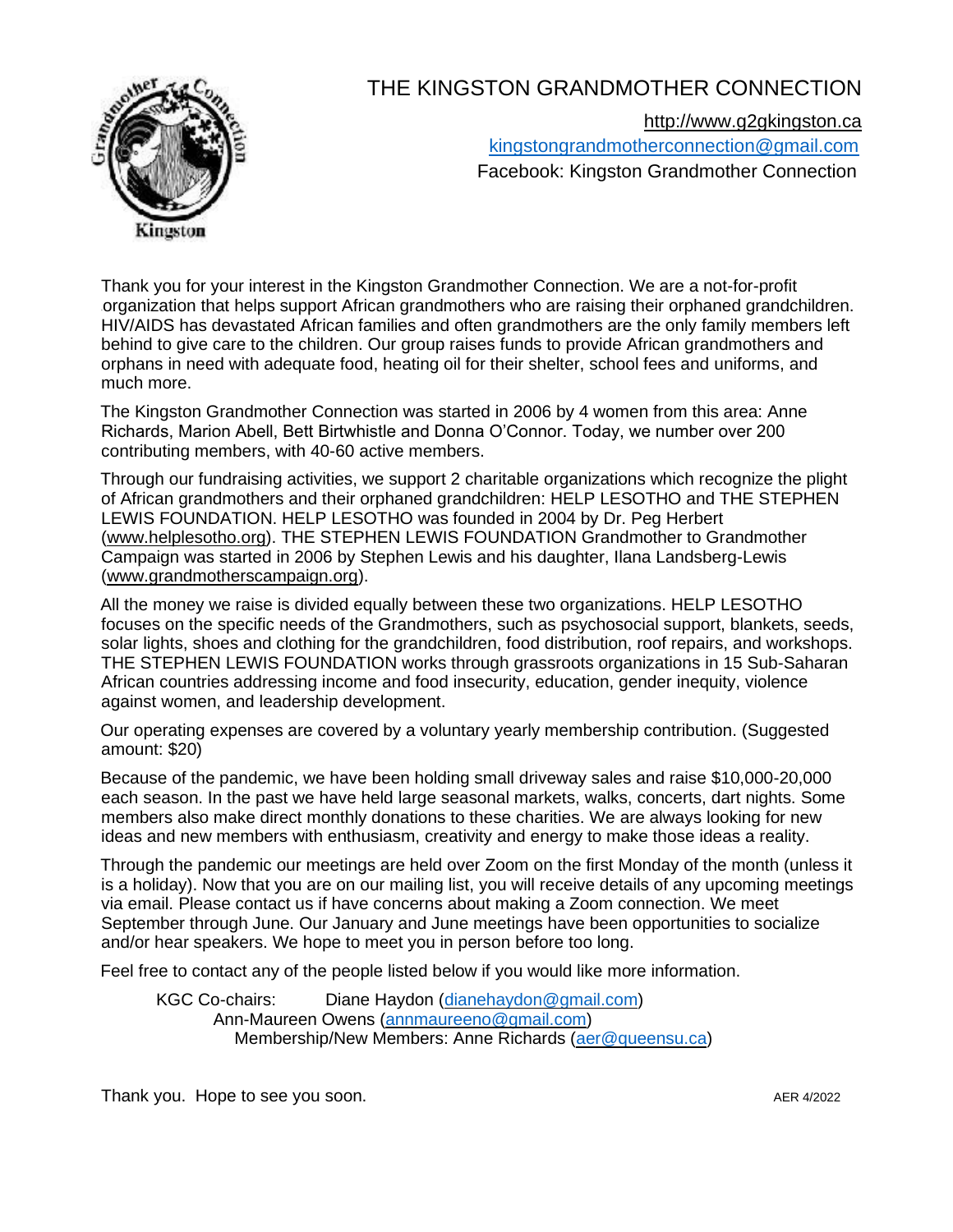# THE KINGSTON GRANDMOTHER CONNECTION

http://www.g2gkingston.ca
kingstongrandmotherconnection@gmail.com
Facebook: Kingston Grandmother Connection

Thank you for your interest in the Kingston Grandmother Connection. We are a not-for-profit organization that helps support African grandmothers who are raising their orphaned grandchildren. HIV/AIDS has devastated African families and often grandmothers are the only family members left behind to give care to the children. Our group raises funds to provide African grandmothers and orphans in need with adequate food, heating oil for their shelter, school fees and uniforms, and much more.

The Kingston Grandmother Connection was started in 2006 by 4 women from this area: Anne Richards, Marion Abell, Bett Birtwhistle and Donna O'Connor. Today, we number over 200 contributing members, with 40-60 active members.

Through our fundraising activities, we support 2 charitable organizations which recognize the plight of African grandmothers and their orphaned grandchildren: HELP LESOTHO and THE STEPHEN LEWIS FOUNDATION. HELP LESOTHO was founded in 2004 by Dr. Peg Herbert (www.helplesotho.org). THE STEPHEN LEWIS FOUNDATION Grandmother to Grandmother Campaign was started in 2006 by Stephen Lewis and his daughter, Ilana Landsberg-Lewis (www.grandmotherscampaign.org).

All the money we raise is divided equally between these two organizations. HELP LESOTHO focuses on the specific needs of the Grandmothers, such as psychosocial support, blankets, seeds, solar lights, shoes and clothing for the grandchildren, food distribution, roof repairs, and workshops. THE STEPHEN LEWIS FOUNDATION works through grassroots organizations in 15 Sub-Saharan African countries addressing income and food insecurity, education, gender inequity, violence against women, and leadership development.

Our operating expenses are covered by a voluntary yearly membership contribution. (Suggested amount: $20)

Because of the pandemic, we have been holding small driveway sales and raise $10,000-20,000 each season. In the past we have held large seasonal markets, walks, concerts, dart nights. Some members also make direct monthly donations to these charities. We are always looking for new ideas and new members with enthusiasm, creativity and energy to make those ideas a reality.

Through the pandemic our meetings are held over Zoom on the first Monday of the month (unless it is a holiday). Now that you are on our mailing list, you will receive details of any upcoming meetings via email. Please contact us if have concerns about making a Zoom connection. We meet September through June. Our January and June meetings have been opportunities to socialize and/or hear speakers. We hope to meet you in person before too long.

Feel free to contact any of the people listed below if you would like more information.

KGC Co-chairs: Diane Haydon (dianehaydon@gmail.com)
Ann-Maureen Owens (annmaureeno@gmail.com)
Membership/New Members: Anne Richards (aer@queensu.ca)

Thank you. Hope to see you soon.

AER 4/2022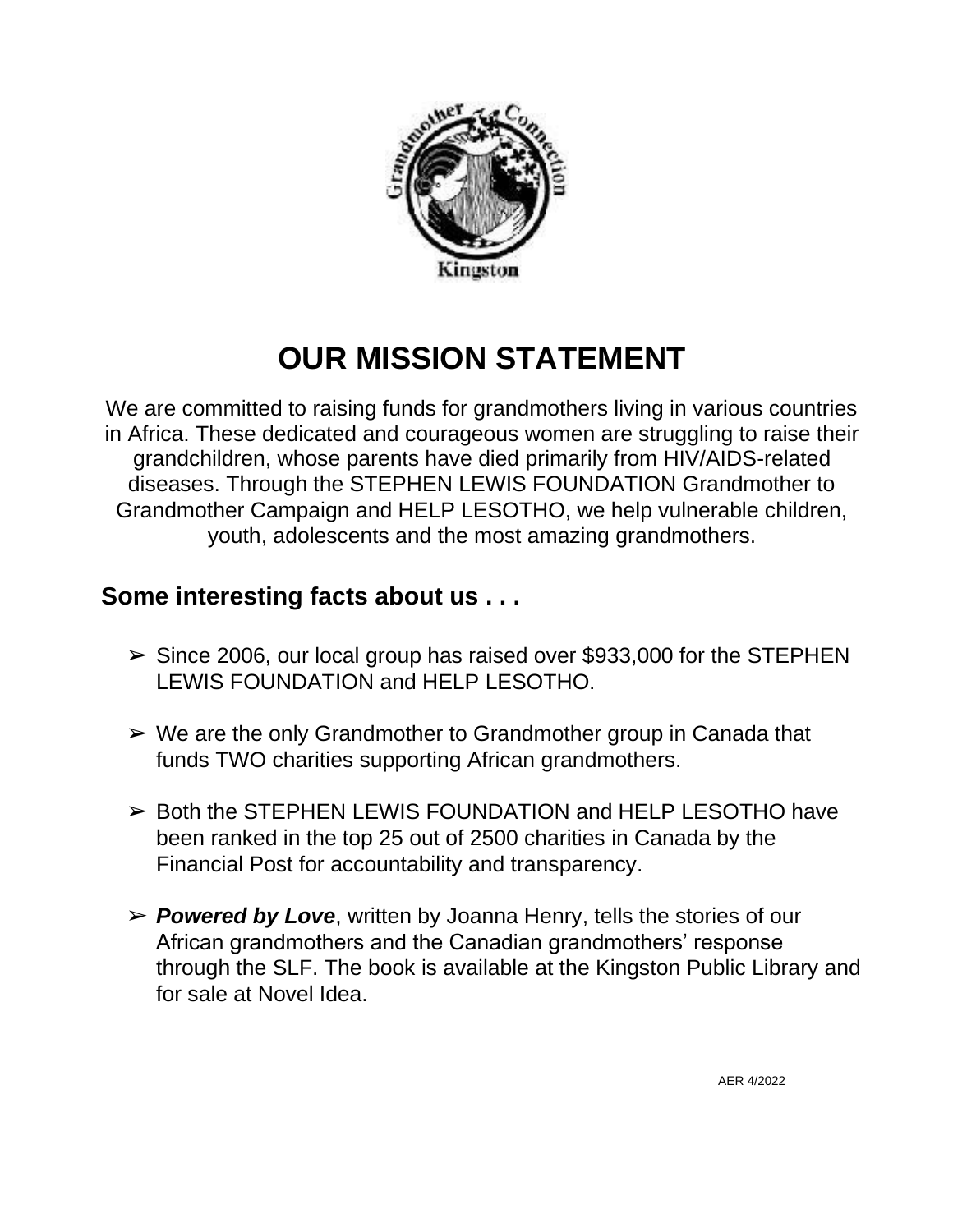# OUR MISSION STATEMENT

We are committed to raising funds for grandmothers living in various countries in Africa. These dedicated and courageous women are struggling to raise their grandchildren, whose parents have died primarily from HIV/AIDS-related diseases. Through the STEPHEN LEWIS FOUNDATION Grandmother to Grandmother Campaign and HELP LESOTHO, we help vulnerable children, youth, adolescents and the most amazing grandmothers.

## Some interesting facts about us . . .

- Since 2006, our local group has raised over $933,000 for the STEPHEN LEWIS FOUNDATION and HELP LESOTHO.
- We are the only Grandmother to Grandmother group in Canada that funds TWO charities supporting African grandmothers.
- Both the STEPHEN LEWIS FOUNDATION and HELP LESOTHO have been ranked in the top 25 out of 2500 charities in Canada by the Financial Post for accountability and transparency.
- ***Powered by Love***, written by Joanna Henry, tells the stories of our African grandmothers and the Canadian grandmothers' response through the SLF. The book is available at the Kingston Public Library and for sale at Novel Idea.

AER 4/2022